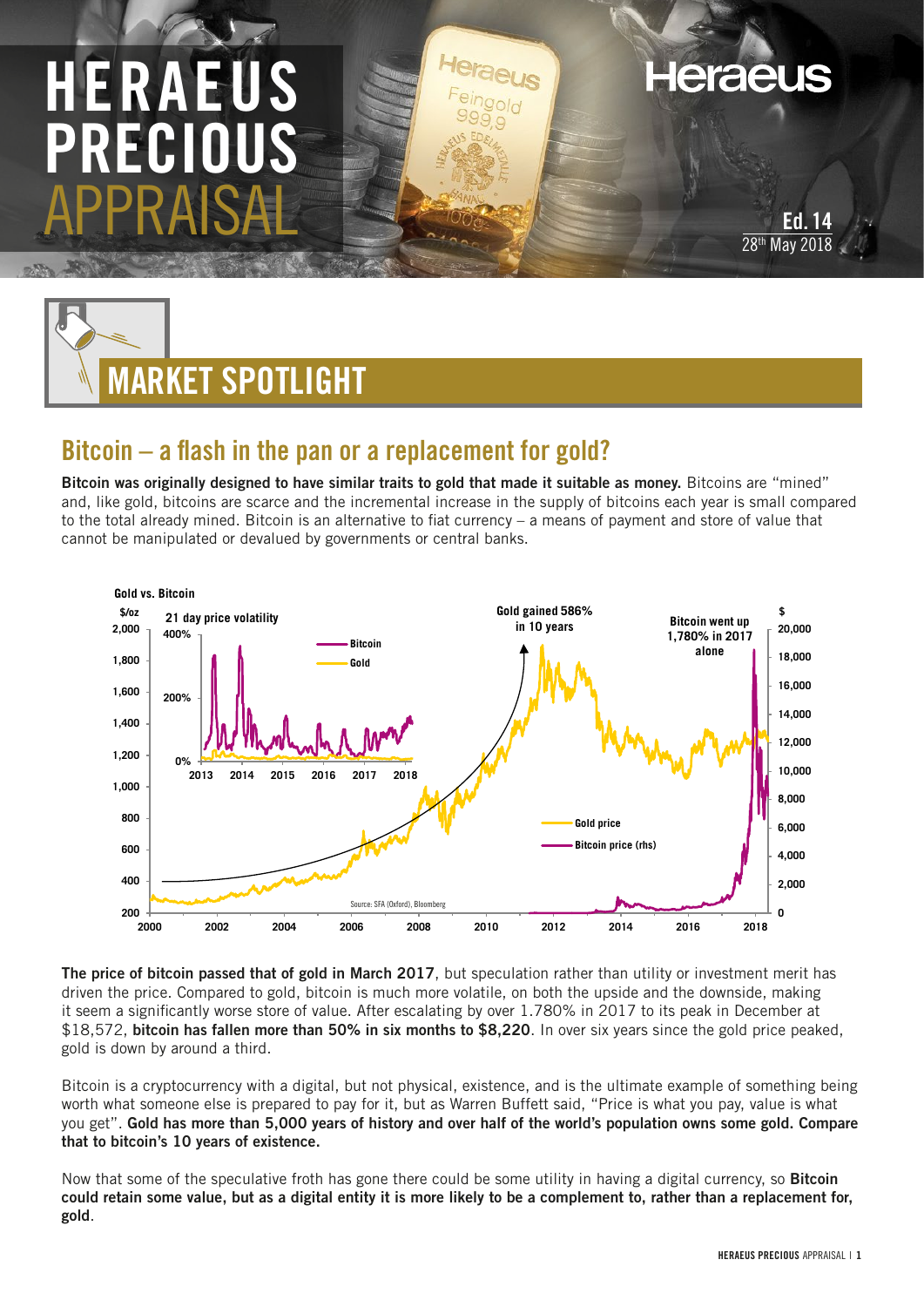# HERAEUS PRECIOUS APPRAISAL

Ed. 14
28th May 2018

## MARKET SPOTLIGHT

### Bitcoin – a flash in the pan or a replacement for gold?

**Bitcoin was originally designed to have similar traits to gold that made it suitable as money.** Bitcoins are "mined" and, like gold, bitcoins are scarce and the incremental increase in the supply of bitcoins each year is small compared to the total already mined. Bitcoin is an alternative to fiat currency – a means of payment and store of value that cannot be manipulated or devalued by governments or central banks.

**Gold vs. Bitcoin**

Gold gained 586% in 10 years

Bitcoin went up 1,780% in 2017 alone

Source: SFA (Oxford), Bloomberg

**The price of bitcoin passed that of gold in March 2017**, but speculation rather than utility or investment merit has driven the price. Compared to gold, bitcoin is much more volatile, on both the upside and the downside, making it seem a significantly worse store of value. After escalating by over 1.780% in 2017 to its peak in December at $18,572, **bitcoin has fallen more than 50% in six months to $8,220**. In over six years since the gold price peaked, gold is down by around a third.

Bitcoin is a cryptocurrency with a digital, but not physical, existence, and is the ultimate example of something being worth what someone else is prepared to pay for it, but as Warren Buffett said, "Price is what you pay, value is what you get". **Gold has more than 5,000 years of history and over half of the world's population owns some gold. Compare that to bitcoin's 10 years of existence.**

Now that some of the speculative froth has gone there could be some utility in having a digital currency, so **Bitcoin could retain some value, but as a digital entity it is more likely to be a complement to, rather than a replacement for, gold**.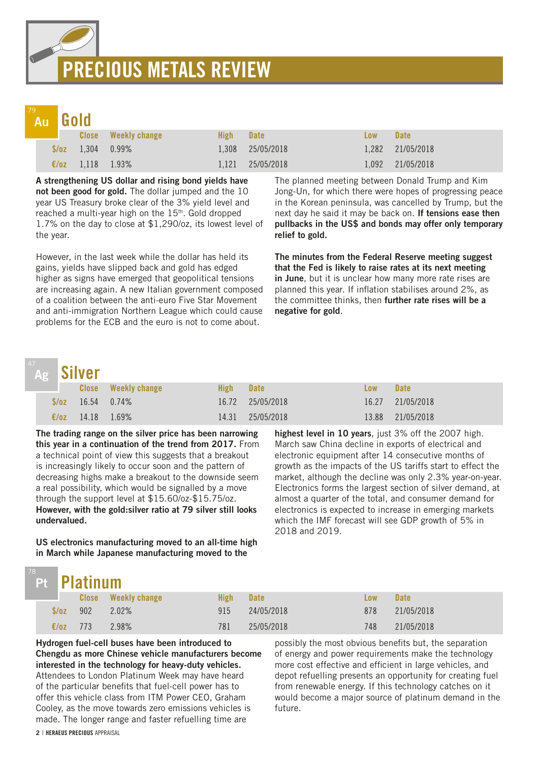# PRECIOUS METALS REVIEW

## 79 Au Gold

| | Close | Weekly change | High | Date | Low | Date |
|---|---|---|---|---|---|---|
| $/oz | 1,304 | 0.99% | 1,308 | 25/05/2018 | 1,282 | 21/05/2018 |
| €/oz | 1,118 | 1.93% | 1,121 | 25/05/2018 | 1,092 | 21/05/2018 |

**A strengthening US dollar and rising bond yields have not been good for gold.** The dollar jumped and the 10 year US Treasury broke clear of the 3% yield level and reached a multi-year high on the 15th. Gold dropped 1.7% on the day to close at $1,290/oz, its lowest level of the year.

However, in the last week while the dollar has held its gains, yields have slipped back and gold has edged higher as signs have emerged that geopolitical tensions are increasing again. A new Italian government composed of a coalition between the anti-euro Five Star Movement and anti-immigration Northern League which could cause problems for the ECB and the euro is not to come about.

The planned meeting between Donald Trump and Kim Jong-Un, for which there were hopes of progressing peace in the Korean peninsula, was cancelled by Trump, but the next day he said it may be back on. **If tensions ease then pullbacks in the US$ and bonds may offer only temporary relief to gold.**

**The minutes from the Federal Reserve meeting suggest that the Fed is likely to raise rates at its next meeting in June**, but it is unclear how many more rate rises are planned this year. If inflation stabilises around 2%, as the committee thinks, then **further rate rises will be a negative for gold**.

## 47 Ag Silver

| | Close | Weekly change | High | Date | Low | Date |
|---|---|---|---|---|---|---|
| $/oz | 16.54 | 0.74% | 16.72 | 25/05/2018 | 16.27 | 21/05/2018 |
| €/oz | 14.18 | 1.69% | 14.31 | 25/05/2018 | 13.88 | 21/05/2018 |

**The trading range on the silver price has been narrowing this year in a continuation of the trend from 2017.** From a technical point of view this suggests that a breakout is increasingly likely to occur soon and the pattern of decreasing highs make a breakout to the downside seem a real possibility, which would be signalled by a move through the support level at $15.60/oz-$15.75/oz. **However, with the gold:silver ratio at 79 silver still looks undervalued.**

**US electronics manufacturing moved to an all-time high in March while Japanese manufacturing moved to the highest level in 10 years**, just 3% off the 2007 high. March saw China decline in exports of electrical and electronic equipment after 14 consecutive months of growth as the impacts of the US tariffs start to effect the market, although the decline was only 2.3% year-on-year. Electronics forms the largest section of silver demand, at almost a quarter of the total, and consumer demand for electronics is expected to increase in emerging markets which the IMF forecast will see GDP growth of 5% in 2018 and 2019.

## 78 Pt Platinum

| | Close | Weekly change | High | Date | Low | Date |
|---|---|---|---|---|---|---|
| $/oz | 902 | 2.02% | 915 | 24/05/2018 | 878 | 21/05/2018 |
| €/oz | 773 | 2.98% | 781 | 25/05/2018 | 748 | 21/05/2018 |

**Hydrogen fuel-cell buses have been introduced to Chengdu as more Chinese vehicle manufacturers become interested in the technology for heavy-duty vehicles.** Attendees to London Platinum Week may have heard of the particular benefits that fuel-cell power has to offer this vehicle class from ITM Power CEO, Graham Cooley, as the move towards zero emissions vehicles is made. The longer range and faster refuelling time are possibly the most obvious benefits but, the separation of energy and power requirements make the technology more cost effective and efficient in large vehicles, and depot refuelling presents an opportunity for creating fuel from renewable energy. If this technology catches on it would become a major source of platinum demand in the future.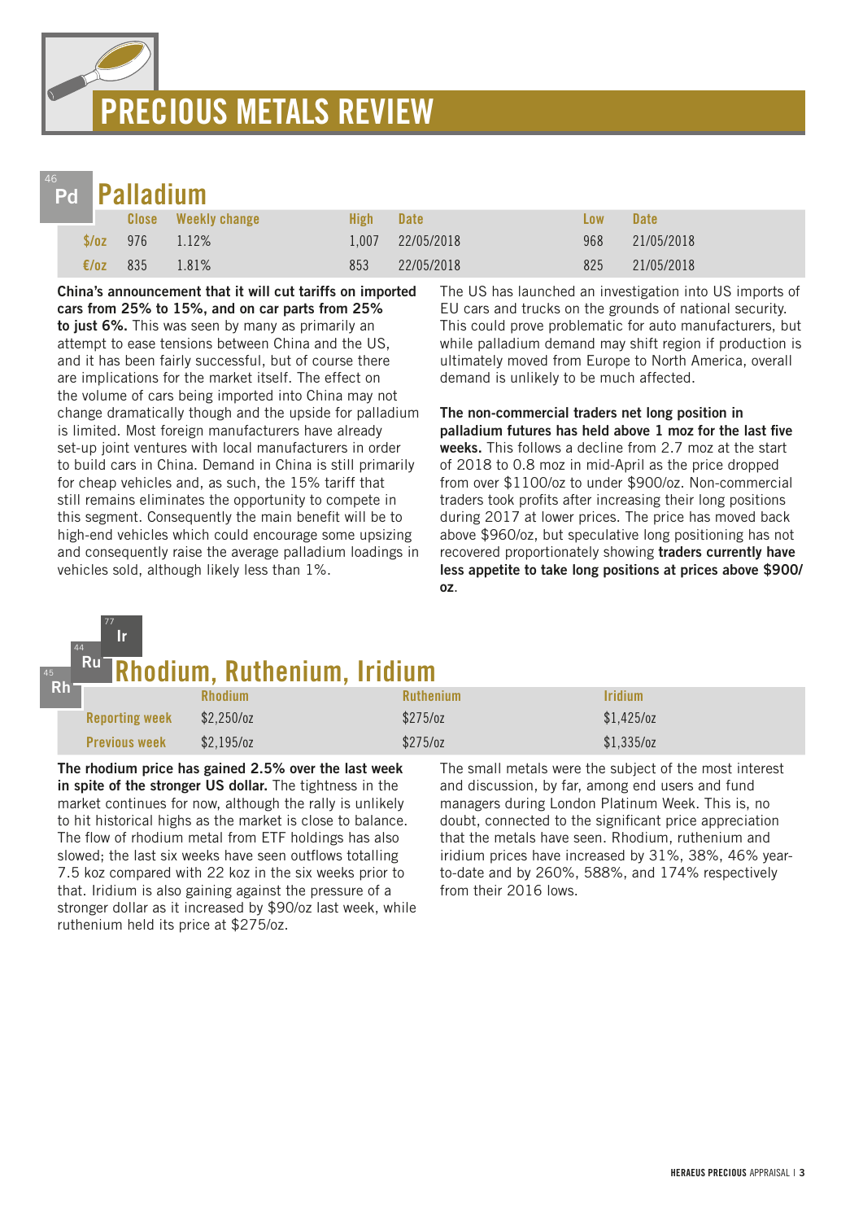# PRECIOUS METALS REVIEW

## Palladium

| | Close | Weekly change | High | Date | Low | Date |
|---|---|---|---|---|---|---|
| $/oz | 976 | 1.12% | 1,007 | 22/05/2018 | 968 | 21/05/2018 |
| €/oz | 835 | 1.81% | 853 | 22/05/2018 | 825 | 21/05/2018 |

**China's announcement that it will cut tariffs on imported cars from 25% to 15%, and on car parts from 25% to just 6%.** This was seen by many as primarily an attempt to ease tensions between China and the US, and it has been fairly successful, but of course there are implications for the market itself. The effect on the volume of cars being imported into China may not change dramatically though and the upside for palladium is limited. Most foreign manufacturers have already set-up joint ventures with local manufacturers in order to build cars in China. Demand in China is still primarily for cheap vehicles and, as such, the 15% tariff that still remains eliminates the opportunity to compete in this segment. Consequently the main benefit will be to high-end vehicles which could encourage some upsizing and consequently raise the average palladium loadings in vehicles sold, although likely less than 1%.

The US has launched an investigation into US imports of EU cars and trucks on the grounds of national security. This could prove problematic for auto manufacturers, but while palladium demand may shift region if production is ultimately moved from Europe to North America, overall demand is unlikely to be much affected.

**The non-commercial traders net long position in palladium futures has held above 1 moz for the last five weeks.** This follows a decline from 2.7 moz at the start of 2018 to 0.8 moz in mid-April as the price dropped from over $1100/oz to under $900/oz. Non-commercial traders took profits after increasing their long positions during 2017 at lower prices. The price has moved back above $960/oz, but speculative long positioning has not recovered proportionately showing **traders currently have less appetite to take long positions at prices above $900/oz**.

## Rhodium, Ruthenium, Iridium

| | Rhodium | Ruthenium | Iridium |
|---|---|---|---|
| Reporting week | $2,250/oz | $275/oz | $1,425/oz |
| Previous week | $2,195/oz | $275/oz | $1,335/oz |

**The rhodium price has gained 2.5% over the last week in spite of the stronger US dollar.** The tightness in the market continues for now, although the rally is unlikely to hit historical highs as the market is close to balance. The flow of rhodium metal from ETF holdings has also slowed; the last six weeks have seen outflows totalling 7.5 koz compared with 22 koz in the six weeks prior to that. Iridium is also gaining against the pressure of a stronger dollar as it increased by $90/oz last week, while ruthenium held its price at $275/oz.

The small metals were the subject of the most interest and discussion, by far, among end users and fund managers during London Platinum Week. This is, no doubt, connected to the significant price appreciation that the metals have seen. Rhodium, ruthenium and iridium prices have increased by 31%, 38%, 46% year-to-date and by 260%, 588%, and 174% respectively from their 2016 lows.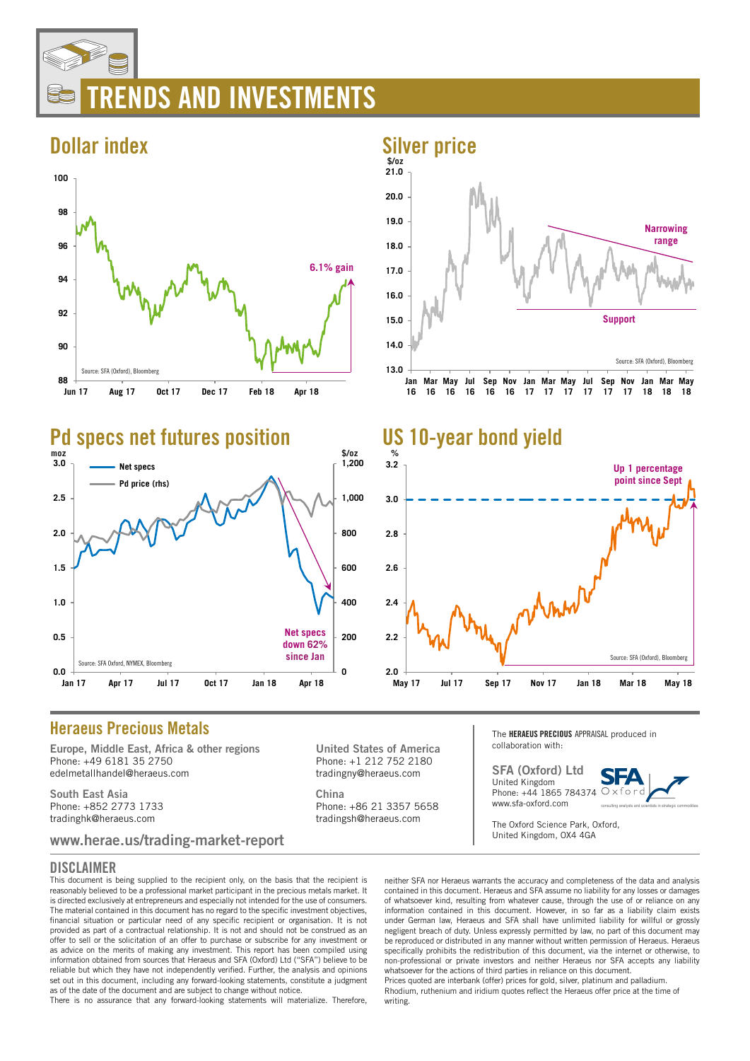# TRENDS AND INVESTMENTS

## Dollar index

100
98
96
94
92
90
88

Jun 17 Aug 17 Oct 17 Dec 17 Feb 18 Apr 18

6.1% gain

Source: SFA (Oxford), Bloomberg

## Silver price

$/oz

21.0
20.0
19.0
18.0
17.0
16.0
15.0
14.0
13.0

Jan 16 Mar 16 May 16 Jul 16 Sep 16 Nov 16 Jan 17 Mar 17 May 17 Jul 17 Sep 17 Nov 17 Jan 18 Mar 18 May 18

Narrowing range

Support

Source: SFA (Oxford), Bloomberg

## Pd specs net futures position

moz

3.0
2.5
2.0
1.5
1.0
0.5
0.0

$/oz

1,200
1,000
800
600
400
200
0

Net specs

Pd price (rhs)

Jan 17 Apr 17 Jul 17 Oct 17 Jan 18 Apr 18

Net specs down 62% since Jan

Source: SFA Oxford, NYMEX, Bloomberg

## US 10-year bond yield

%

3.2
3.0
2.8
2.6
2.4
2.2
2.0

May 17 Jul 17 Sep 17 Nov 17 Jan 18 Mar 18 May 18

Up 1 percentage point since Sept

Source: SFA (Oxford), Bloomberg

## Heraeus Precious Metals

**Europe, Middle East, Africa & other regions**
Phone: +49 6181 35 2750
edelmetallhandel@heraeus.com

**South East Asia**
Phone: +852 2773 1733
tradinghk@heraeus.com

**United States of America**
Phone: +1 212 752 2180
tradingny@heraeus.com

**China**
Phone: +86 21 3357 5658
tradingsh@heraeus.com

www.herae.us/trading-market-report

The **HERAEUS PRECIOUS** APPRAISAL produced in collaboration with:

**SFA (Oxford) Ltd**
United Kingdom
Phone: +44 1865 784374
www.sfa-oxford.com

The Oxford Science Park, Oxford,
United Kingdom, OX4 4GA

## DISCLAIMER

This document is being supplied to the recipient only, on the basis that the recipient is reasonably believed to be a professional market participant in the precious metals market. It is directed exclusively at entrepreneurs and especially not intended for the use of consumers. The material contained in this document has no regard to the specific investment objectives, financial situation or particular need of any specific recipient or organisation. It is not provided as part of a contractual relationship. It is not and should not be construed as an offer to sell or the solicitation of an offer to purchase or subscribe for any investment or as advice on the merits of making any investment. This report has been compiled using information obtained from sources that Heraeus and SFA (Oxford) Ltd ("SFA") believe to be reliable but which they have not independently verified. Further, the analysis and opinions set out in this document, including any forward-looking statements, constitute a judgment as of the date of the document and are subject to change without notice.
There is no assurance that any forward-looking statements will materialize. Therefore, neither SFA nor Heraeus warrants the accuracy and completeness of the data and analysis contained in this document. Heraeus and SFA assume no liability for any losses or damages of whatsoever kind, resulting from whatever cause, through the use of or reliance on any information contained in this document. However, in so far as a liability claim exists under German law, Heraeus and SFA shall have unlimited liability for willful or grossly negligent breach of duty. Unless expressly permitted by law, no part of this document may be reproduced or distributed in any manner without written permission of Heraeus. Heraeus specifically prohibits the redistribution of this document, via the internet or otherwise, to non-professional or private investors and neither Heraeus nor SFA accepts any liability whatsoever for the actions of third parties in reliance on this document.
Prices quoted are interbank (offer) prices for gold, silver, platinum and palladium.
Rhodium, ruthenium and iridium quotes reflect the Heraeus offer price at the time of writing.